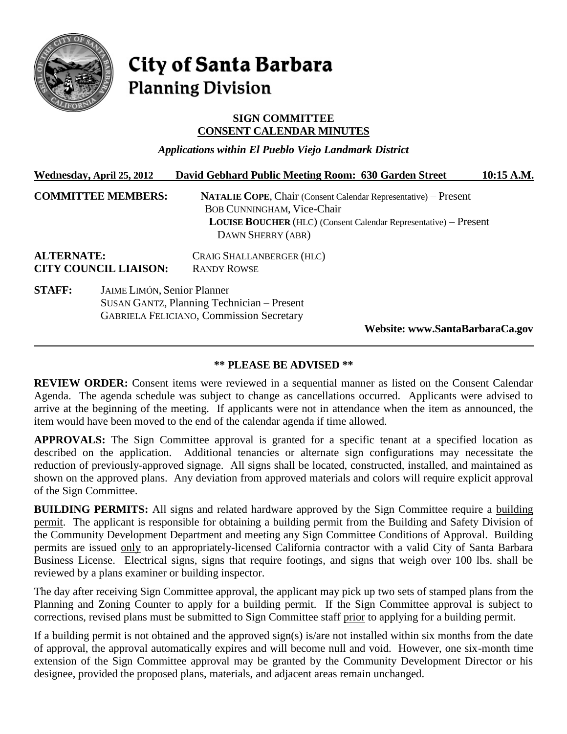# City of Santa Barbara
## Planning Division

### SIGN COMMITTEE
### CONSENT CALENDAR MINUTES

*Applications within El Pueblo Viejo Landmark District*

**Wednesday, April 25, 2012 David Gebhard Public Meeting Room: 630 Garden Street 10:15 A.M.**

**COMMITTEE MEMBERS:**
- **NATALIE COPE**, Chair (Consent Calendar Representative) – Present
- BOB CUNNINGHAM, Vice-Chair
- **LOUISE BOUCHER** (HLC) (Consent Calendar Representative) – Present
- DAWN SHERRY (ABR)

**ALTERNATE:** CRAIG SHALLANBERGER (HLC)

**CITY COUNCIL LIAISON:** RANDY ROWSE

**STAFF:**
- JAIME LIMÓN, Senior Planner
- SUSAN GANTZ, Planning Technician – Present
- GABRIELA FELICIANO, Commission Secretary

**Website: www.SantaBarbaraCa.gov**

---

**\*\* PLEASE BE ADVISED \*\***

**REVIEW ORDER:** Consent items were reviewed in a sequential manner as listed on the Consent Calendar Agenda. The agenda schedule was subject to change as cancellations occurred. Applicants were advised to arrive at the beginning of the meeting. If applicants were not in attendance when the item as announced, the item would have been moved to the end of the calendar agenda if time allowed.

**APPROVALS:** The Sign Committee approval is granted for a specific tenant at a specified location as described on the application. Additional tenancies or alternate sign configurations may necessitate the reduction of previously-approved signage. All signs shall be located, constructed, installed, and maintained as shown on the approved plans. Any deviation from approved materials and colors will require explicit approval of the Sign Committee.

**BUILDING PERMITS:** All signs and related hardware approved by the Sign Committee require a building permit. The applicant is responsible for obtaining a building permit from the Building and Safety Division of the Community Development Department and meeting any Sign Committee Conditions of Approval. Building permits are issued only to an appropriately-licensed California contractor with a valid City of Santa Barbara Business License. Electrical signs, signs that require footings, and signs that weigh over 100 lbs. shall be reviewed by a plans examiner or building inspector.

The day after receiving Sign Committee approval, the applicant may pick up two sets of stamped plans from the Planning and Zoning Counter to apply for a building permit. If the Sign Committee approval is subject to corrections, revised plans must be submitted to Sign Committee staff prior to applying for a building permit.

If a building permit is not obtained and the approved sign(s) is/are not installed within six months from the date of approval, the approval automatically expires and will become null and void. However, one six-month time extension of the Sign Committee approval may be granted by the Community Development Director or his designee, provided the proposed plans, materials, and adjacent areas remain unchanged.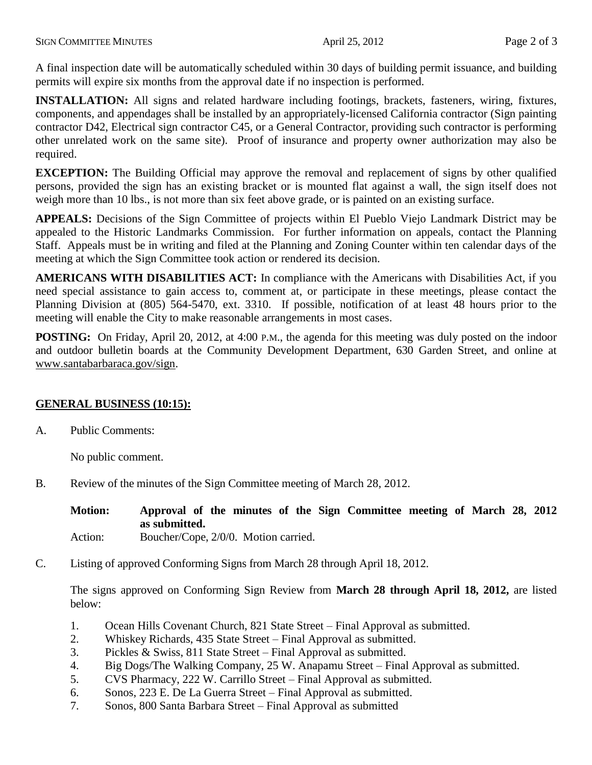A final inspection date will be automatically scheduled within 30 days of building permit issuance, and building permits will expire six months from the approval date if no inspection is performed.

**INSTALLATION:** All signs and related hardware including footings, brackets, fasteners, wiring, fixtures, components, and appendages shall be installed by an appropriately-licensed California contractor (Sign painting contractor D42, Electrical sign contractor C45, or a General Contractor, providing such contractor is performing other unrelated work on the same site). Proof of insurance and property owner authorization may also be required.

**EXCEPTION:** The Building Official may approve the removal and replacement of signs by other qualified persons, provided the sign has an existing bracket or is mounted flat against a wall, the sign itself does not weigh more than 10 lbs., is not more than six feet above grade, or is painted on an existing surface.

**APPEALS:** Decisions of the Sign Committee of projects within El Pueblo Viejo Landmark District may be appealed to the Historic Landmarks Commission. For further information on appeals, contact the Planning Staff. Appeals must be in writing and filed at the Planning and Zoning Counter within ten calendar days of the meeting at which the Sign Committee took action or rendered its decision.

**AMERICANS WITH DISABILITIES ACT:** In compliance with the Americans with Disabilities Act, if you need special assistance to gain access to, comment at, or participate in these meetings, please contact the Planning Division at (805) 564-5470, ext. 3310. If possible, notification of at least 48 hours prior to the meeting will enable the City to make reasonable arrangements in most cases.

**POSTING:** On Friday, April 20, 2012, at 4:00 P.M., the agenda for this meeting was duly posted on the indoor and outdoor bulletin boards at the Community Development Department, 630 Garden Street, and online at www.santabarbaraca.gov/sign.

## GENERAL BUSINESS (10:15):

A. Public Comments:

No public comment.

B. Review of the minutes of the Sign Committee meeting of March 28, 2012.

**Motion:** **Approval of the minutes of the Sign Committee meeting of March 28, 2012 as submitted.**
Action: Boucher/Cope, 2/0/0. Motion carried.

C. Listing of approved Conforming Signs from March 28 through April 18, 2012.

The signs approved on Conforming Sign Review from **March 28 through April 18, 2012,** are listed below:

1. Ocean Hills Covenant Church, 821 State Street – Final Approval as submitted.
2. Whiskey Richards, 435 State Street – Final Approval as submitted.
3. Pickles & Swiss, 811 State Street – Final Approval as submitted.
4. Big Dogs/The Walking Company, 25 W. Anapamu Street – Final Approval as submitted.
5. CVS Pharmacy, 222 W. Carrillo Street – Final Approval as submitted.
6. Sonos, 223 E. De La Guerra Street – Final Approval as submitted.
7. Sonos, 800 Santa Barbara Street – Final Approval as submitted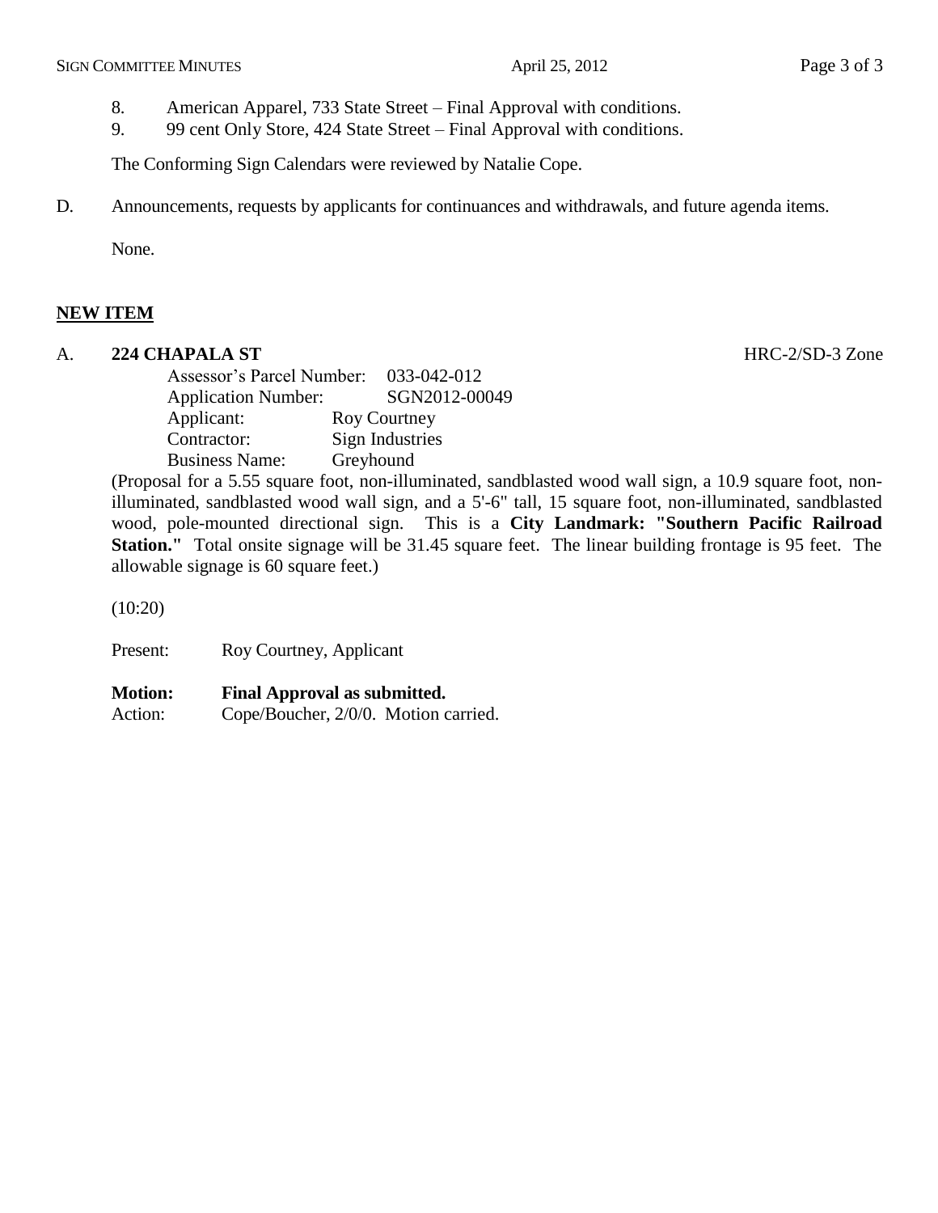8. American Apparel, 733 State Street – Final Approval with conditions.
9. 99 cent Only Store, 424 State Street – Final Approval with conditions.

The Conforming Sign Calendars were reviewed by Natalie Cope.

D. Announcements, requests by applicants for continuances and withdrawals, and future agenda items.

None.

## NEW ITEM

A. **224 CHAPALA ST** HRC-2/SD-3 Zone

Assessor's Parcel Number: 033-042-012
Application Number: SGN2012-00049
Applicant: Roy Courtney
Contractor: Sign Industries
Business Name: Greyhound

(Proposal for a 5.55 square foot, non-illuminated, sandblasted wood wall sign, a 10.9 square foot, non-illuminated, sandblasted wood wall sign, and a 5'-6" tall, 15 square foot, non-illuminated, sandblasted wood, pole-mounted directional sign. This is a **City Landmark: "Southern Pacific Railroad Station."** Total onsite signage will be 31.45 square feet. The linear building frontage is 95 feet. The allowable signage is 60 square feet.)

(10:20)

Present: Roy Courtney, Applicant

**Motion: Final Approval as submitted.**
Action: Cope/Boucher, 2/0/0. Motion carried.